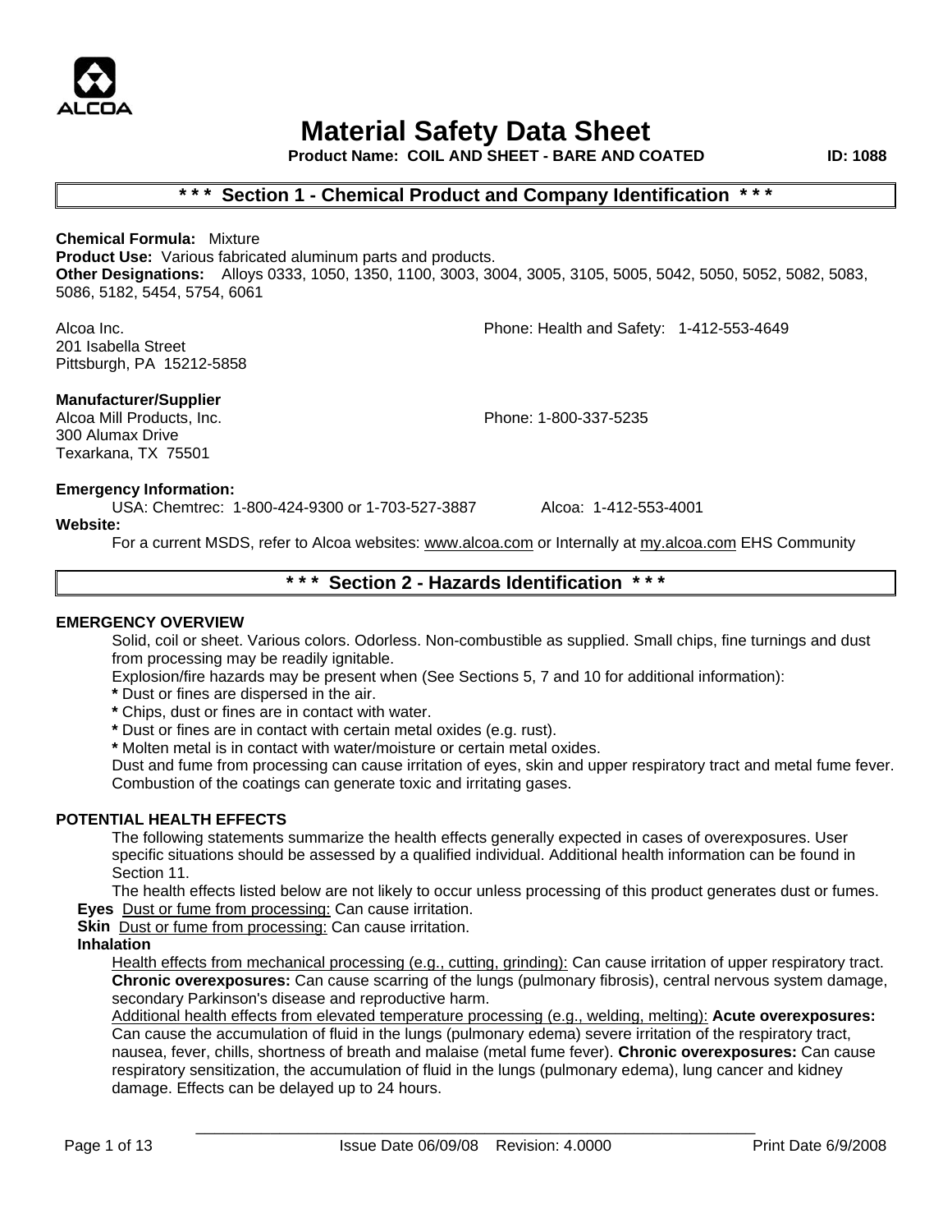ALCOA

# Material Safety Data Sheet

**Product Name: COIL AND SHEET - BARE AND COATED** **ID: 1088**

## * * * Section 1 - Chemical Product and Company Identification * * *

**Chemical Formula:** Mixture
**Product Use:** Various fabricated aluminum parts and products.
**Other Designations:** Alloys 0333, 1050, 1350, 1100, 3003, 3004, 3005, 3105, 5005, 5042, 5050, 5052, 5082, 5083, 5086, 5182, 5454, 5754, 6061

Alcoa Inc.
201 Isabella Street
Pittsburgh, PA 15212-5858

Phone: Health and Safety: 1-412-553-4649

**Manufacturer/Supplier**
Alcoa Mill Products, Inc.
300 Alumax Drive
Texarkana, TX 75501

Phone: 1-800-337-5235

**Emergency Information:**
USA: Chemtrec: 1-800-424-9300 or 1-703-527-3887 Alcoa: 1-412-553-4001

**Website:**
For a current MSDS, refer to Alcoa websites: www.alcoa.com or Internally at my.alcoa.com EHS Community

## * * * Section 2 - Hazards Identification * * *

### EMERGENCY OVERVIEW

Solid, coil or sheet. Various colors. Odorless. Non-combustible as supplied. Small chips, fine turnings and dust from processing may be readily ignitable.

Explosion/fire hazards may be present when (See Sections 5, 7 and 10 for additional information):

**\*** Dust or fines are dispersed in the air.
**\*** Chips, dust or fines are in contact with water.
**\*** Dust or fines are in contact with certain metal oxides (e.g. rust).
**\*** Molten metal is in contact with water/moisture or certain metal oxides.

Dust and fume from processing can cause irritation of eyes, skin and upper respiratory tract and metal fume fever. Combustion of the coatings can generate toxic and irritating gases.

### POTENTIAL HEALTH EFFECTS

The following statements summarize the health effects generally expected in cases of overexposures. User specific situations should be assessed by a qualified individual. Additional health information can be found in Section 11.

The health effects listed below are not likely to occur unless processing of this product generates dust or fumes.

**Eyes** Dust or fume from processing: Can cause irritation.

**Skin** Dust or fume from processing: Can cause irritation.

**Inhalation**

Health effects from mechanical processing (e.g., cutting, grinding): Can cause irritation of upper respiratory tract. **Chronic overexposures:** Can cause scarring of the lungs (pulmonary fibrosis), central nervous system damage, secondary Parkinson's disease and reproductive harm.

Additional health effects from elevated temperature processing (e.g., welding, melting): **Acute overexposures:** Can cause the accumulation of fluid in the lungs (pulmonary edema) severe irritation of the respiratory tract, nausea, fever, chills, shortness of breath and malaise (metal fume fever). **Chronic overexposures:** Can cause respiratory sensitization, the accumulation of fluid in the lungs (pulmonary edema), lung cancer and kidney damage. Effects can be delayed up to 24 hours.

Issue Date 06/09/08 Revision: 4.0000 Print Date 6/9/2008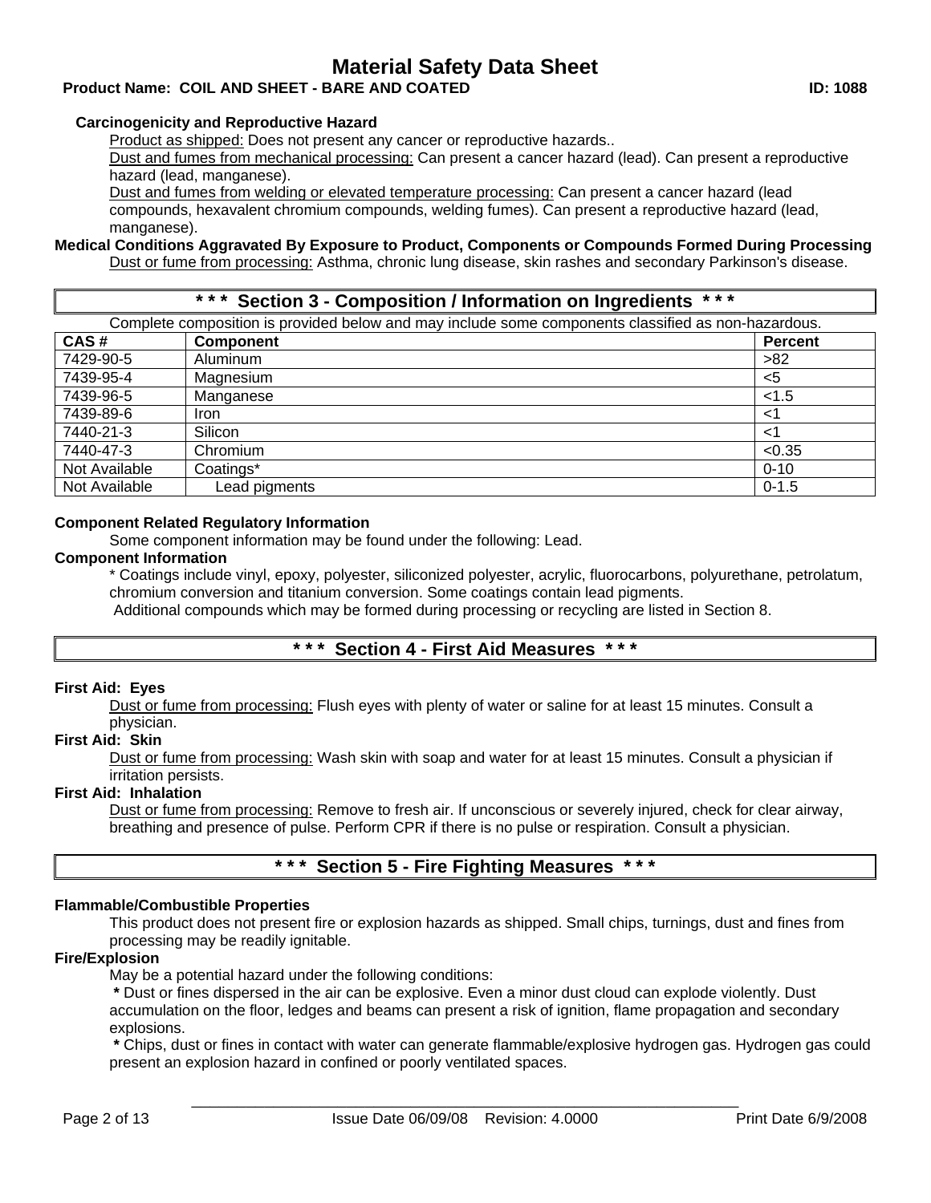#### Carcinogenicity and Reproductive Hazard

Product as shipped: Does not present any cancer or reproductive hazards..

Dust and fumes from mechanical processing: Can present a cancer hazard (lead). Can present a reproductive hazard (lead, manganese).

Dust and fumes from welding or elevated temperature processing: Can present a cancer hazard (lead compounds, hexavalent chromium compounds, welding fumes). Can present a reproductive hazard (lead, manganese).

#### Medical Conditions Aggravated By Exposure to Product, Components or Compounds Formed During Processing

Dust or fume from processing: Asthma, chronic lung disease, skin rashes and secondary Parkinson's disease.

## * * * Section 3 - Composition / Information on Ingredients * * *

Complete composition is provided below and may include some components classified as non-hazardous.

| CAS # | Component | Percent |
|---|---|---|
| 7429-90-5 | Aluminum | >82 |
| 7439-95-4 | Magnesium | <5 |
| 7439-96-5 | Manganese | <1.5 |
| 7439-89-6 | Iron | <1 |
| 7440-21-3 | Silicon | <1 |
| 7440-47-3 | Chromium | <0.35 |
| Not Available | Coatings* | 0-10 |
| Not Available | Lead pigments | 0-1.5 |

#### Component Related Regulatory Information

Some component information may be found under the following: Lead.

#### Component Information

* Coatings include vinyl, epoxy, polyester, siliconized polyester, acrylic, fluorocarbons, polyurethane, petrolatum, chromium conversion and titanium conversion. Some coatings contain lead pigments.

Additional compounds which may be formed during processing or recycling are listed in Section 8.

## * * * Section 4 - First Aid Measures * * *

#### First Aid: Eyes

Dust or fume from processing: Flush eyes with plenty of water or saline for at least 15 minutes. Consult a physician.

#### First Aid: Skin

Dust or fume from processing: Wash skin with soap and water for at least 15 minutes. Consult a physician if irritation persists.

#### First Aid: Inhalation

Dust or fume from processing: Remove to fresh air. If unconscious or severely injured, check for clear airway, breathing and presence of pulse. Perform CPR if there is no pulse or respiration. Consult a physician.

## * * * Section 5 - Fire Fighting Measures * * *

#### Flammable/Combustible Properties

This product does not present fire or explosion hazards as shipped. Small chips, turnings, dust and fines from processing may be readily ignitable.

#### Fire/Explosion

May be a potential hazard under the following conditions:

* Dust or fines dispersed in the air can be explosive. Even a minor dust cloud can explode violently. Dust accumulation on the floor, ledges and beams can present a risk of ignition, flame propagation and secondary explosions.
* Chips, dust or fines in contact with water can generate flammable/explosive hydrogen gas. Hydrogen gas could present an explosion hazard in confined or poorly ventilated spaces.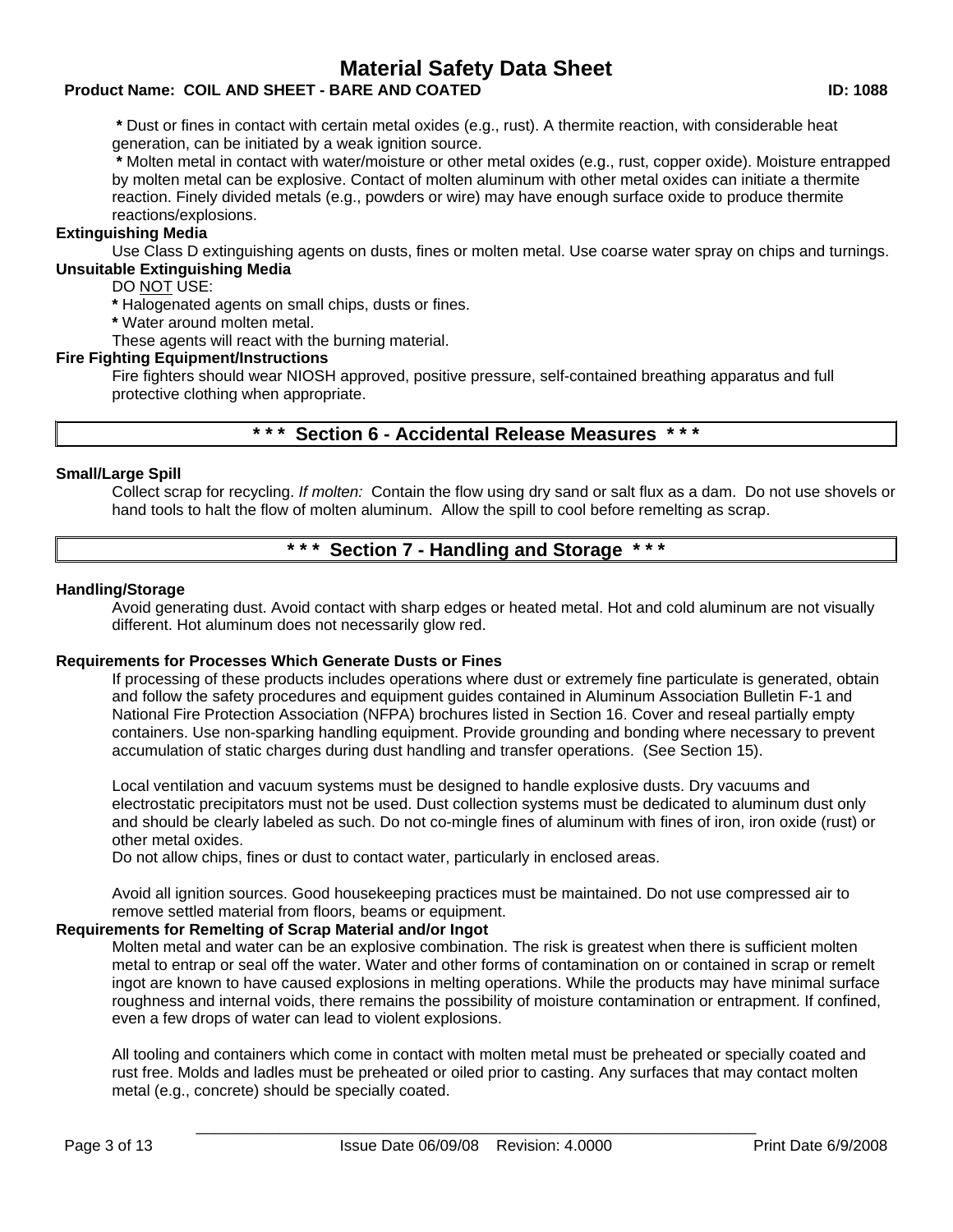* Dust or fines in contact with certain metal oxides (e.g., rust). A thermite reaction, with considerable heat generation, can be initiated by a weak ignition source.

* Molten metal in contact with water/moisture or other metal oxides (e.g., rust, copper oxide). Moisture entrapped by molten metal can be explosive. Contact of molten aluminum with other metal oxides can initiate a thermite reaction. Finely divided metals (e.g., powders or wire) may have enough surface oxide to produce thermite reactions/explosions.

**Extinguishing Media**

Use Class D extinguishing agents on dusts, fines or molten metal. Use coarse water spray on chips and turnings.

**Unsuitable Extinguishing Media**

DO NOT USE:

* Halogenated agents on small chips, dusts or fines.

* Water around molten metal.

These agents will react with the burning material.

**Fire Fighting Equipment/Instructions**

Fire fighters should wear NIOSH approved, positive pressure, self-contained breathing apparatus and full protective clothing when appropriate.

## * * * Section 6 - Accidental Release Measures * * *

**Small/Large Spill**

Collect scrap for recycling. *If molten:* Contain the flow using dry sand or salt flux as a dam. Do not use shovels or hand tools to halt the flow of molten aluminum. Allow the spill to cool before remelting as scrap.

## * * * Section 7 - Handling and Storage * * *

**Handling/Storage**

Avoid generating dust. Avoid contact with sharp edges or heated metal. Hot and cold aluminum are not visually different. Hot aluminum does not necessarily glow red.

**Requirements for Processes Which Generate Dusts or Fines**

If processing of these products includes operations where dust or extremely fine particulate is generated, obtain and follow the safety procedures and equipment guides contained in Aluminum Association Bulletin F-1 and National Fire Protection Association (NFPA) brochures listed in Section 16. Cover and reseal partially empty containers. Use non-sparking handling equipment. Provide grounding and bonding where necessary to prevent accumulation of static charges during dust handling and transfer operations. (See Section 15).

Local ventilation and vacuum systems must be designed to handle explosive dusts. Dry vacuums and electrostatic precipitators must not be used. Dust collection systems must be dedicated to aluminum dust only and should be clearly labeled as such. Do not co-mingle fines of aluminum with fines of iron, iron oxide (rust) or other metal oxides.

Do not allow chips, fines or dust to contact water, particularly in enclosed areas.

Avoid all ignition sources. Good housekeeping practices must be maintained. Do not use compressed air to remove settled material from floors, beams or equipment.

**Requirements for Remelting of Scrap Material and/or Ingot**

Molten metal and water can be an explosive combination. The risk is greatest when there is sufficient molten metal to entrap or seal off the water. Water and other forms of contamination on or contained in scrap or remelt ingot are known to have caused explosions in melting operations. While the products may have minimal surface roughness and internal voids, there remains the possibility of moisture contamination or entrapment. If confined, even a few drops of water can lead to violent explosions.

All tooling and containers which come in contact with molten metal must be preheated or specially coated and rust free. Molds and ladles must be preheated or oiled prior to casting. Any surfaces that may contact molten metal (e.g., concrete) should be specially coated.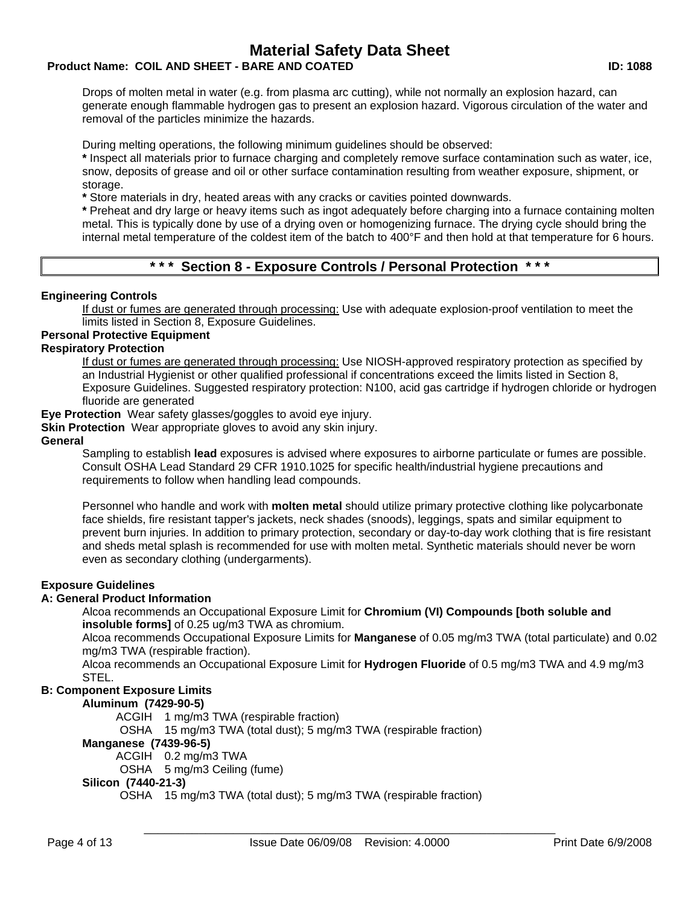Drops of molten metal in water (e.g. from plasma arc cutting), while not normally an explosion hazard, can generate enough flammable hydrogen gas to present an explosion hazard. Vigorous circulation of the water and removal of the particles minimize the hazards.

During melting operations, the following minimum guidelines should be observed:

**\*** Inspect all materials prior to furnace charging and completely remove surface contamination such as water, ice, snow, deposits of grease and oil or other surface contamination resulting from weather exposure, shipment, or storage.

**\*** Store materials in dry, heated areas with any cracks or cavities pointed downwards.

**\*** Preheat and dry large or heavy items such as ingot adequately before charging into a furnace containing molten metal. This is typically done by use of a drying oven or homogenizing furnace. The drying cycle should bring the internal metal temperature of the coldest item of the batch to 400°F and then hold at that temperature for 6 hours.

## * * * Section 8 - Exposure Controls / Personal Protection * * *

**Engineering Controls**

If dust or fumes are generated through processing: Use with adequate explosion-proof ventilation to meet the limits listed in Section 8, Exposure Guidelines.

**Personal Protective Equipment**

**Respiratory Protection**

If dust or fumes are generated through processing: Use NIOSH-approved respiratory protection as specified by an Industrial Hygienist or other qualified professional if concentrations exceed the limits listed in Section 8, Exposure Guidelines. Suggested respiratory protection: N100, acid gas cartridge if hydrogen chloride or hydrogen fluoride are generated

**Eye Protection** Wear safety glasses/goggles to avoid eye injury.

**Skin Protection** Wear appropriate gloves to avoid any skin injury.

**General**

Sampling to establish **lead** exposures is advised where exposures to airborne particulate or fumes are possible. Consult OSHA Lead Standard 29 CFR 1910.1025 for specific health/industrial hygiene precautions and requirements to follow when handling lead compounds.

Personnel who handle and work with **molten metal** should utilize primary protective clothing like polycarbonate face shields, fire resistant tapper's jackets, neck shades (snoods), leggings, spats and similar equipment to prevent burn injuries. In addition to primary protection, secondary or day-to-day work clothing that is fire resistant and sheds metal splash is recommended for use with molten metal. Synthetic materials should never be worn even as secondary clothing (undergarments).

**Exposure Guidelines**

**A: General Product Information**

Alcoa recommends an Occupational Exposure Limit for **Chromium (VI) Compounds [both soluble and insoluble forms]** of 0.25 ug/m3 TWA as chromium.

Alcoa recommends Occupational Exposure Limits for **Manganese** of 0.05 mg/m3 TWA (total particulate) and 0.02 mg/m3 TWA (respirable fraction).

Alcoa recommends an Occupational Exposure Limit for **Hydrogen Fluoride** of 0.5 mg/m3 TWA and 4.9 mg/m3 STEL.

**B: Component Exposure Limits**

**Aluminum (7429-90-5)**

ACGIH 1 mg/m3 TWA (respirable fraction)

OSHA 15 mg/m3 TWA (total dust); 5 mg/m3 TWA (respirable fraction)

**Manganese (7439-96-5)**

ACGIH 0.2 mg/m3 TWA

OSHA 5 mg/m3 Ceiling (fume)

**Silicon (7440-21-3)**

OSHA 15 mg/m3 TWA (total dust); 5 mg/m3 TWA (respirable fraction)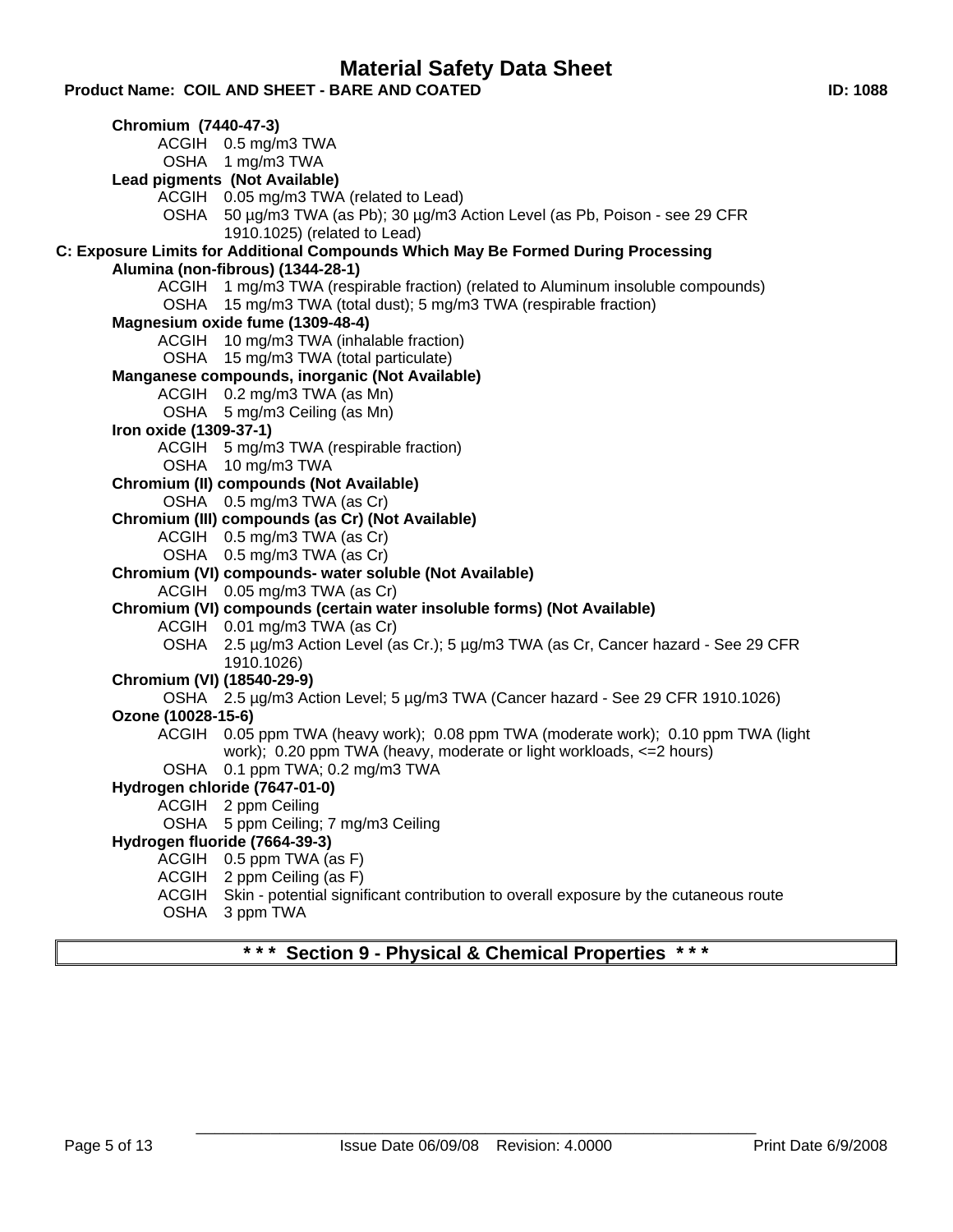**Chromium (7440-47-3)**

ACGIH 0.5 mg/m3 TWA
OSHA 1 mg/m3 TWA

**Lead pigments (Not Available)**

ACGIH 0.05 mg/m3 TWA (related to Lead)
OSHA 50 µg/m3 TWA (as Pb); 30 µg/m3 Action Level (as Pb, Poison - see 29 CFR 1910.1025) (related to Lead)

**C: Exposure Limits for Additional Compounds Which May Be Formed During Processing**

**Alumina (non-fibrous) (1344-28-1)**

ACGIH 1 mg/m3 TWA (respirable fraction) (related to Aluminum insoluble compounds)
OSHA 15 mg/m3 TWA (total dust); 5 mg/m3 TWA (respirable fraction)

**Magnesium oxide fume (1309-48-4)**

ACGIH 10 mg/m3 TWA (inhalable fraction)
OSHA 15 mg/m3 TWA (total particulate)

**Manganese compounds, inorganic (Not Available)**

ACGIH 0.2 mg/m3 TWA (as Mn)
OSHA 5 mg/m3 Ceiling (as Mn)

**Iron oxide (1309-37-1)**

ACGIH 5 mg/m3 TWA (respirable fraction)
OSHA 10 mg/m3 TWA

**Chromium (II) compounds (Not Available)**

OSHA 0.5 mg/m3 TWA (as Cr)

**Chromium (III) compounds (as Cr) (Not Available)**

ACGIH 0.5 mg/m3 TWA (as Cr)
OSHA 0.5 mg/m3 TWA (as Cr)

**Chromium (VI) compounds- water soluble (Not Available)**

ACGIH 0.05 mg/m3 TWA (as Cr)

**Chromium (VI) compounds (certain water insoluble forms) (Not Available)**

ACGIH 0.01 mg/m3 TWA (as Cr)
OSHA 2.5 µg/m3 Action Level (as Cr.); 5 µg/m3 TWA (as Cr, Cancer hazard - See 29 CFR 1910.1026)

**Chromium (VI) (18540-29-9)**

OSHA 2.5 µg/m3 Action Level; 5 µg/m3 TWA (Cancer hazard - See 29 CFR 1910.1026)

**Ozone (10028-15-6)**

ACGIH 0.05 ppm TWA (heavy work); 0.08 ppm TWA (moderate work); 0.10 ppm TWA (light work); 0.20 ppm TWA (heavy, moderate or light workloads, <=2 hours)
OSHA 0.1 ppm TWA; 0.2 mg/m3 TWA

**Hydrogen chloride (7647-01-0)**

ACGIH 2 ppm Ceiling
OSHA 5 ppm Ceiling; 7 mg/m3 Ceiling

**Hydrogen fluoride (7664-39-3)**

ACGIH 0.5 ppm TWA (as F)
ACGIH 2 ppm Ceiling (as F)
ACGIH Skin - potential significant contribution to overall exposure by the cutaneous route
OSHA 3 ppm TWA

## *** Section 9 - Physical & Chemical Properties ***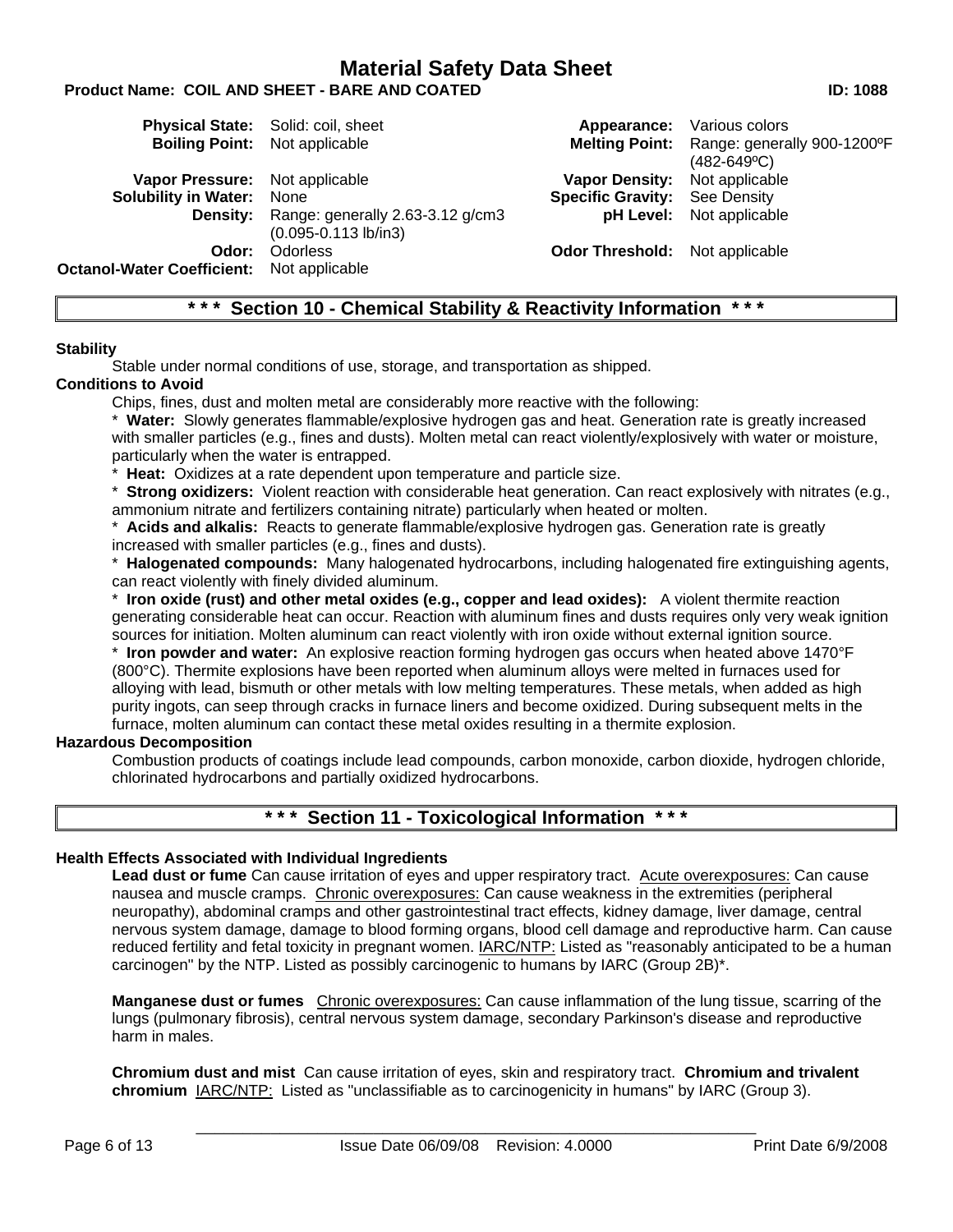| Physical State: | Solid: coil, sheet | Appearance: | Various colors |
|---|---|---|---|
| Boiling Point: | Not applicable | Melting Point: | Range: generally 900-1200ºF (482-649ºC) |
| Vapor Pressure: | Not applicable | Vapor Density: | Not applicable |
| Solubility in Water: | None | Specific Gravity: | See Density |
| Density: | Range: generally 2.63-3.12 g/cm3 (0.095-0.113 lb/in3) | pH Level: | Not applicable |
| Odor: | Odorless | Odor Threshold: | Not applicable |
| Octanol-Water Coefficient: | Not applicable | | |

## * * * Section 10 - Chemical Stability & Reactivity Information * * *

**Stability**

Stable under normal conditions of use, storage, and transportation as shipped.

**Conditions to Avoid**

Chips, fines, dust and molten metal are considerably more reactive with the following:

* **Water:** Slowly generates flammable/explosive hydrogen gas and heat. Generation rate is greatly increased with smaller particles (e.g., fines and dusts). Molten metal can react violently/explosively with water or moisture, particularly when the water is entrapped.
* **Heat:** Oxidizes at a rate dependent upon temperature and particle size.
* **Strong oxidizers:** Violent reaction with considerable heat generation. Can react explosively with nitrates (e.g., ammonium nitrate and fertilizers containing nitrate) particularly when heated or molten.
* **Acids and alkalis:** Reacts to generate flammable/explosive hydrogen gas. Generation rate is greatly increased with smaller particles (e.g., fines and dusts).
* **Halogenated compounds:** Many halogenated hydrocarbons, including halogenated fire extinguishing agents, can react violently with finely divided aluminum.
* **Iron oxide (rust) and other metal oxides (e.g., copper and lead oxides):** A violent thermite reaction generating considerable heat can occur. Reaction with aluminum fines and dusts requires only very weak ignition sources for initiation. Molten aluminum can react violently with iron oxide without external ignition source.
* **Iron powder and water:** An explosive reaction forming hydrogen gas occurs when heated above 1470°F (800°C). Thermite explosions have been reported when aluminum alloys were melted in furnaces used for alloying with lead, bismuth or other metals with low melting temperatures. These metals, when added as high purity ingots, can seep through cracks in furnace liners and become oxidized. During subsequent melts in the furnace, molten aluminum can contact these metal oxides resulting in a thermite explosion.

**Hazardous Decomposition**

Combustion products of coatings include lead compounds, carbon monoxide, carbon dioxide, hydrogen chloride, chlorinated hydrocarbons and partially oxidized hydrocarbons.

## * * * Section 11 - Toxicological Information * * *

**Health Effects Associated with Individual Ingredients**

**Lead dust or fume** Can cause irritation of eyes and upper respiratory tract. Acute overexposures: Can cause nausea and muscle cramps. Chronic overexposures: Can cause weakness in the extremities (peripheral neuropathy), abdominal cramps and other gastrointestinal tract effects, kidney damage, liver damage, central nervous system damage, damage to blood forming organs, blood cell damage and reproductive harm. Can cause reduced fertility and fetal toxicity in pregnant women. IARC/NTP: Listed as "reasonably anticipated to be a human carcinogen" by the NTP. Listed as possibly carcinogenic to humans by IARC (Group 2B)*.

**Manganese dust or fumes** Chronic overexposures: Can cause inflammation of the lung tissue, scarring of the lungs (pulmonary fibrosis), central nervous system damage, secondary Parkinson's disease and reproductive harm in males.

**Chromium dust and mist** Can cause irritation of eyes, skin and respiratory tract. **Chromium and trivalent chromium** IARC/NTP: Listed as "unclassifiable as to carcinogenicity in humans" by IARC (Group 3).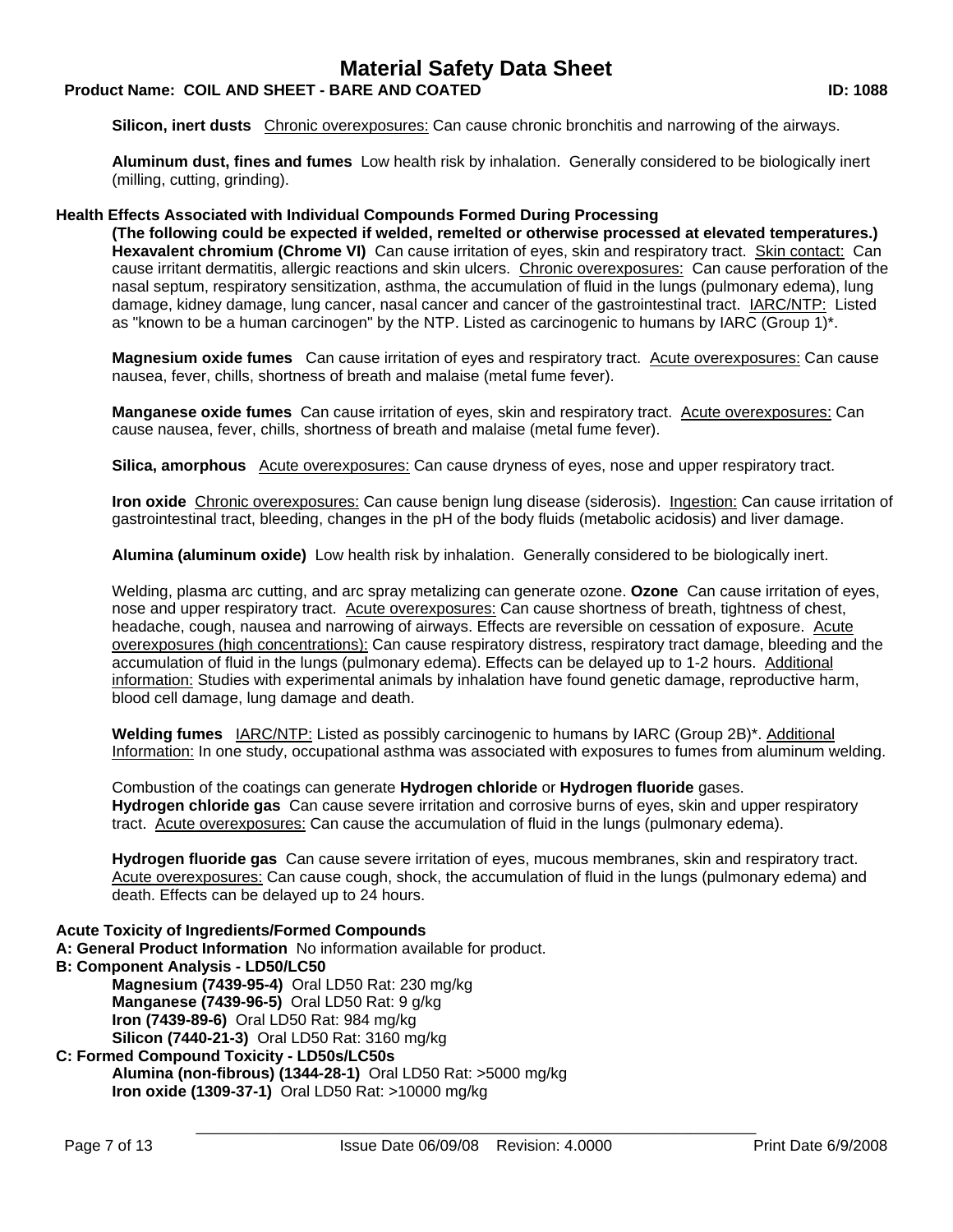**Silicon, inert dusts** Chronic overexposures: Can cause chronic bronchitis and narrowing of the airways.

**Aluminum dust, fines and fumes** Low health risk by inhalation. Generally considered to be biologically inert (milling, cutting, grinding).

**Health Effects Associated with Individual Compounds Formed During Processing**

**(The following could be expected if welded, remelted or otherwise processed at elevated temperatures.)**

**Hexavalent chromium (Chrome VI)** Can cause irritation of eyes, skin and respiratory tract. Skin contact: Can cause irritant dermatitis, allergic reactions and skin ulcers. Chronic overexposures: Can cause perforation of the nasal septum, respiratory sensitization, asthma, the accumulation of fluid in the lungs (pulmonary edema), lung damage, kidney damage, lung cancer, nasal cancer and cancer of the gastrointestinal tract. IARC/NTP: Listed as "known to be a human carcinogen" by the NTP. Listed as carcinogenic to humans by IARC (Group 1)*.

**Magnesium oxide fumes** Can cause irritation of eyes and respiratory tract. Acute overexposures: Can cause nausea, fever, chills, shortness of breath and malaise (metal fume fever).

**Manganese oxide fumes** Can cause irritation of eyes, skin and respiratory tract. Acute overexposures: Can cause nausea, fever, chills, shortness of breath and malaise (metal fume fever).

**Silica, amorphous** Acute overexposures: Can cause dryness of eyes, nose and upper respiratory tract.

**Iron oxide** Chronic overexposures: Can cause benign lung disease (siderosis). Ingestion: Can cause irritation of gastrointestinal tract, bleeding, changes in the pH of the body fluids (metabolic acidosis) and liver damage.

**Alumina (aluminum oxide)** Low health risk by inhalation. Generally considered to be biologically inert.

Welding, plasma arc cutting, and arc spray metalizing can generate ozone. **Ozone** Can cause irritation of eyes, nose and upper respiratory tract. Acute overexposures: Can cause shortness of breath, tightness of chest, headache, cough, nausea and narrowing of airways. Effects are reversible on cessation of exposure. Acute overexposures (high concentrations): Can cause respiratory distress, respiratory tract damage, bleeding and the accumulation of fluid in the lungs (pulmonary edema). Effects can be delayed up to 1-2 hours. Additional information: Studies with experimental animals by inhalation have found genetic damage, reproductive harm, blood cell damage, lung damage and death.

**Welding fumes** IARC/NTP: Listed as possibly carcinogenic to humans by IARC (Group 2B)*. Additional Information: In one study, occupational asthma was associated with exposures to fumes from aluminum welding.

Combustion of the coatings can generate **Hydrogen chloride** or **Hydrogen fluoride** gases.

**Hydrogen chloride gas** Can cause severe irritation and corrosive burns of eyes, skin and upper respiratory tract. Acute overexposures: Can cause the accumulation of fluid in the lungs (pulmonary edema).

**Hydrogen fluoride gas** Can cause severe irritation of eyes, mucous membranes, skin and respiratory tract. Acute overexposures: Can cause cough, shock, the accumulation of fluid in the lungs (pulmonary edema) and death. Effects can be delayed up to 24 hours.

**Acute Toxicity of Ingredients/Formed Compounds**

**A: General Product Information** No information available for product.

**B: Component Analysis - LD50/LC50**

**Magnesium (7439-95-4)** Oral LD50 Rat: 230 mg/kg
**Manganese (7439-96-5)** Oral LD50 Rat: 9 g/kg
**Iron (7439-89-6)** Oral LD50 Rat: 984 mg/kg
**Silicon (7440-21-3)** Oral LD50 Rat: 3160 mg/kg

**C: Formed Compound Toxicity - LD50s/LC50s**

**Alumina (non-fibrous) (1344-28-1)** Oral LD50 Rat: >5000 mg/kg
**Iron oxide (1309-37-1)** Oral LD50 Rat: >10000 mg/kg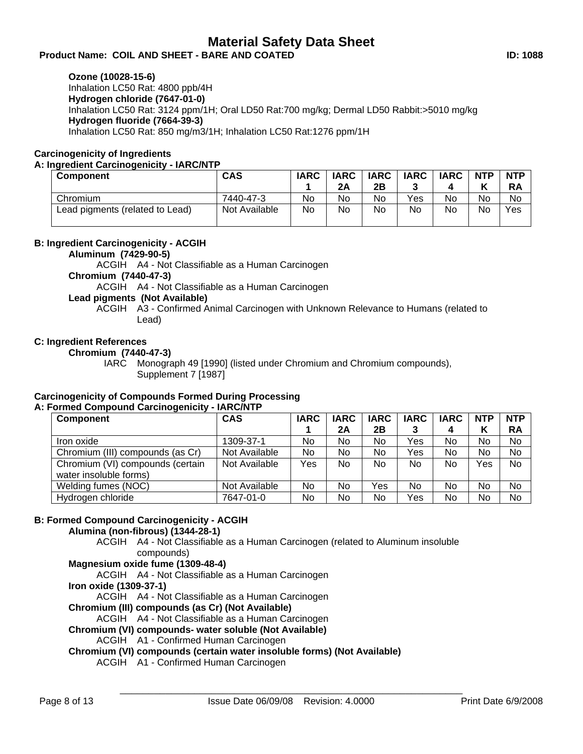**Ozone (10028-15-6)**

Inhalation LC50 Rat: 4800 ppb/4H

**Hydrogen chloride (7647-01-0)**

Inhalation LC50 Rat: 3124 ppm/1H; Oral LD50 Rat:700 mg/kg; Dermal LD50 Rabbit:>5010 mg/kg

**Hydrogen fluoride (7664-39-3)**

Inhalation LC50 Rat: 850 mg/m3/1H; Inhalation LC50 Rat:1276 ppm/1H

## Carcinogenicity of Ingredients

### A: Ingredient Carcinogenicity - IARC/NTP

| Component | CAS | IARC 1 | IARC 2A | IARC 2B | IARC 3 | IARC 4 | NTP K | NTP RA |
|---|---|---|---|---|---|---|---|---|
| Chromium | 7440-47-3 | No | No | No | Yes | No | No | No |
| Lead pigments (related to Lead) | Not Available | No | No | No | No | No | No | Yes |

### B: Ingredient Carcinogenicity - ACGIH

**Aluminum (7429-90-5)**

ACGIH A4 - Not Classifiable as a Human Carcinogen

**Chromium (7440-47-3)**

ACGIH A4 - Not Classifiable as a Human Carcinogen

**Lead pigments (Not Available)**

ACGIH A3 - Confirmed Animal Carcinogen with Unknown Relevance to Humans (related to Lead)

### C: Ingredient References

**Chromium (7440-47-3)**

IARC Monograph 49 [1990] (listed under Chromium and Chromium compounds), Supplement 7 [1987]

## Carcinogenicity of Compounds Formed During Processing

### A: Formed Compound Carcinogenicity - IARC/NTP

| Component | CAS | IARC 1 | IARC 2A | IARC 2B | IARC 3 | IARC 4 | NTP K | NTP RA |
|---|---|---|---|---|---|---|---|---|
| Iron oxide | 1309-37-1 | No | No | No | Yes | No | No | No |
| Chromium (III) compounds (as Cr) | Not Available | No | No | No | Yes | No | No | No |
| Chromium (VI) compounds (certain water insoluble forms) | Not Available | Yes | No | No | No | No | Yes | No |
| Welding fumes (NOC) | Not Available | No | No | Yes | No | No | No | No |
| Hydrogen chloride | 7647-01-0 | No | No | No | Yes | No | No | No |

### B: Formed Compound Carcinogenicity - ACGIH

**Alumina (non-fibrous) (1344-28-1)**

ACGIH A4 - Not Classifiable as a Human Carcinogen (related to Aluminum insoluble compounds)

**Magnesium oxide fume (1309-48-4)**

ACGIH A4 - Not Classifiable as a Human Carcinogen

**Iron oxide (1309-37-1)**

ACGIH A4 - Not Classifiable as a Human Carcinogen

**Chromium (III) compounds (as Cr) (Not Available)**

ACGIH A4 - Not Classifiable as a Human Carcinogen

**Chromium (VI) compounds- water soluble (Not Available)**

ACGIH A1 - Confirmed Human Carcinogen

**Chromium (VI) compounds (certain water insoluble forms) (Not Available)**

ACGIH A1 - Confirmed Human Carcinogen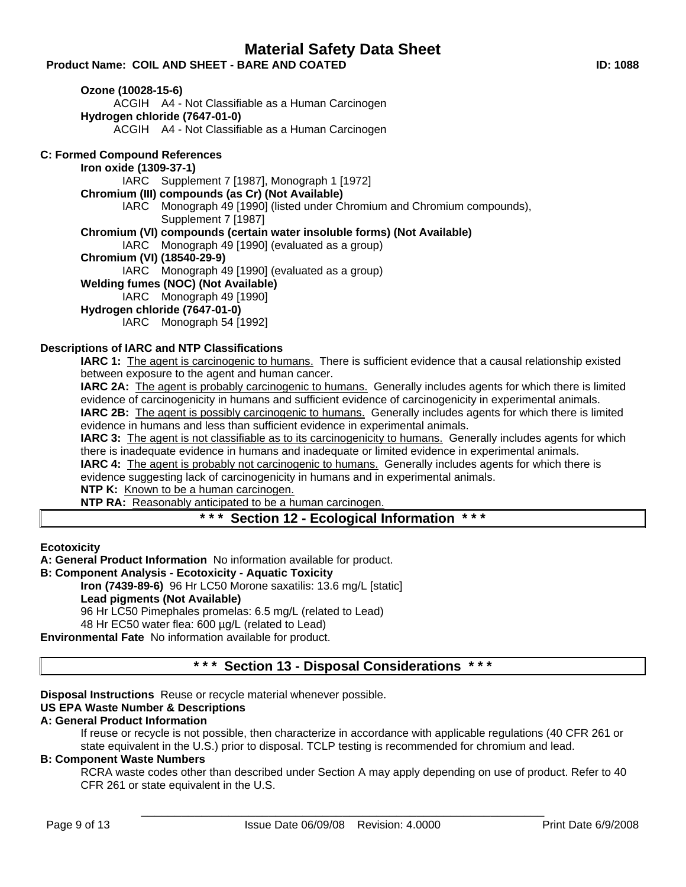**Ozone (10028-15-6)**

ACGIH A4 - Not Classifiable as a Human Carcinogen

**Hydrogen chloride (7647-01-0)**

ACGIH A4 - Not Classifiable as a Human Carcinogen

**C: Formed Compound References**

**Iron oxide (1309-37-1)**

IARC Supplement 7 [1987], Monograph 1 [1972]

**Chromium (III) compounds (as Cr) (Not Available)**

IARC Monograph 49 [1990] (listed under Chromium and Chromium compounds), Supplement 7 [1987]

**Chromium (VI) compounds (certain water insoluble forms) (Not Available)**

IARC Monograph 49 [1990] (evaluated as a group)

**Chromium (VI) (18540-29-9)**

IARC Monograph 49 [1990] (evaluated as a group)

**Welding fumes (NOC) (Not Available)**

IARC Monograph 49 [1990]

**Hydrogen chloride (7647-01-0)**

IARC Monograph 54 [1992]

**Descriptions of IARC and NTP Classifications**

**IARC 1:** The agent is carcinogenic to humans. There is sufficient evidence that a causal relationship existed between exposure to the agent and human cancer.

**IARC 2A:** The agent is probably carcinogenic to humans. Generally includes agents for which there is limited evidence of carcinogenicity in humans and sufficient evidence of carcinogenicity in experimental animals.

**IARC 2B:** The agent is possibly carcinogenic to humans. Generally includes agents for which there is limited evidence in humans and less than sufficient evidence in experimental animals.

**IARC 3:** The agent is not classifiable as to its carcinogenicity to humans. Generally includes agents for which there is inadequate evidence in humans and inadequate or limited evidence in experimental animals.

**IARC 4:** The agent is probably not carcinogenic to humans. Generally includes agents for which there is evidence suggesting lack of carcinogenicity in humans and in experimental animals.

**NTP K:** Known to be a human carcinogen.

**NTP RA:** Reasonably anticipated to be a human carcinogen.

## * * * Section 12 - Ecological Information * * *

**Ecotoxicity**

**A: General Product Information** No information available for product.

**B: Component Analysis - Ecotoxicity - Aquatic Toxicity**

**Iron (7439-89-6)** 96 Hr LC50 Morone saxatilis: 13.6 mg/L [static]

**Lead pigments (Not Available)**

96 Hr LC50 Pimephales promelas: 6.5 mg/L (related to Lead)

48 Hr EC50 water flea: 600 µg/L (related to Lead)

**Environmental Fate** No information available for product.

## * * * Section 13 - Disposal Considerations * * *

**Disposal Instructions** Reuse or recycle material whenever possible.

**US EPA Waste Number & Descriptions**

**A: General Product Information**

If reuse or recycle is not possible, then characterize in accordance with applicable regulations (40 CFR 261 or state equivalent in the U.S.) prior to disposal. TCLP testing is recommended for chromium and lead.

**B: Component Waste Numbers**

RCRA waste codes other than described under Section A may apply depending on use of product. Refer to 40 CFR 261 or state equivalent in the U.S.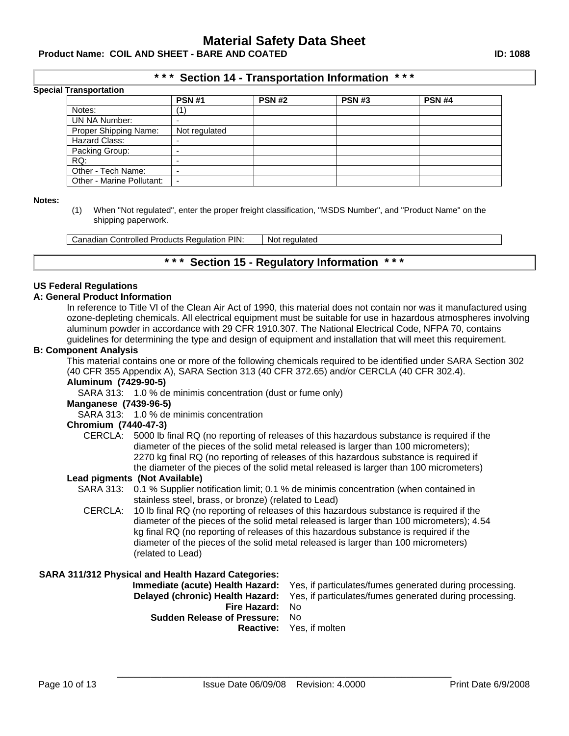## *** Section 14 - Transportation Information ***

**Special Transportation**

| | PSN #1 | PSN #2 | PSN #3 | PSN #4 |
|---|---|---|---|---|
| Notes: | (1) | | | |
| UN NA Number: | - | | | |
| Proper Shipping Name: | Not regulated | | | |
| Hazard Class: | - | | | |
| Packing Group: | - | | | |
| RQ: | - | | | |
| Other - Tech Name: | - | | | |
| Other - Marine Pollutant: | - | | | |

**Notes:**

(1) When "Not regulated", enter the proper freight classification, "MSDS Number", and "Product Name" on the shipping paperwork.

| Canadian Controlled Products Regulation PIN: | Not regulated |
|---|---|

## *** Section 15 - Regulatory Information ***

**US Federal Regulations**

**A: General Product Information**

In reference to Title VI of the Clean Air Act of 1990, this material does not contain nor was it manufactured using ozone-depleting chemicals. All electrical equipment must be suitable for use in hazardous atmospheres involving aluminum powder in accordance with 29 CFR 1910.307. The National Electrical Code, NFPA 70, contains guidelines for determining the type and design of equipment and installation that will meet this requirement.

**B: Component Analysis**

This material contains one or more of the following chemicals required to be identified under SARA Section 302 (40 CFR 355 Appendix A), SARA Section 313 (40 CFR 372.65) and/or CERCLA (40 CFR 302.4).

**Aluminum (7429-90-5)**

SARA 313: 1.0 % de minimis concentration (dust or fume only)

**Manganese (7439-96-5)**

SARA 313: 1.0 % de minimis concentration

**Chromium (7440-47-3)**

CERCLA: 5000 lb final RQ (no reporting of releases of this hazardous substance is required if the diameter of the pieces of the solid metal released is larger than 100 micrometers); 2270 kg final RQ (no reporting of releases of this hazardous substance is required if the diameter of the pieces of the solid metal released is larger than 100 micrometers)

**Lead pigments (Not Available)**

SARA 313: 0.1 % Supplier notification limit; 0.1 % de minimis concentration (when contained in stainless steel, brass, or bronze) (related to Lead)

CERCLA: 10 lb final RQ (no reporting of releases of this hazardous substance is required if the diameter of the pieces of the solid metal released is larger than 100 micrometers); 4.54 kg final RQ (no reporting of releases of this hazardous substance is required if the diameter of the pieces of the solid metal released is larger than 100 micrometers) (related to Lead)

**SARA 311/312 Physical and Health Hazard Categories:**

**Immediate (acute) Health Hazard:** Yes, if particulates/fumes generated during processing.
**Delayed (chronic) Health Hazard:** Yes, if particulates/fumes generated during processing.
**Fire Hazard:** No
**Sudden Release of Pressure:** No
**Reactive:** Yes, if molten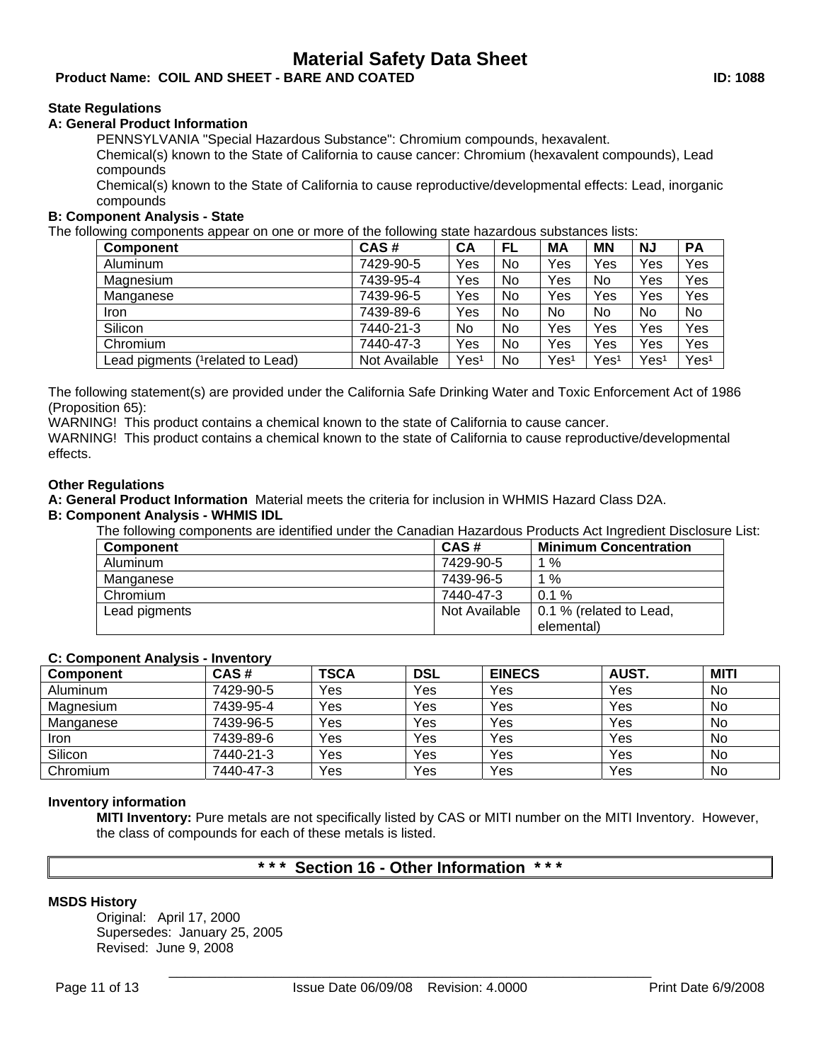### State Regulations

**A: General Product Information**

PENNSYLVANIA "Special Hazardous Substance": Chromium compounds, hexavalent.

Chemical(s) known to the State of California to cause cancer: Chromium (hexavalent compounds), Lead compounds

Chemical(s) known to the State of California to cause reproductive/developmental effects: Lead, inorganic compounds

**B: Component Analysis - State**

The following components appear on one or more of the following state hazardous substances lists:

| Component | CAS # | CA | FL | MA | MN | NJ | PA |
|---|---|---|---|---|---|---|---|
| Aluminum | 7429-90-5 | Yes | No | Yes | Yes | Yes | Yes |
| Magnesium | 7439-95-4 | Yes | No | Yes | No | Yes | Yes |
| Manganese | 7439-96-5 | Yes | No | Yes | Yes | Yes | Yes |
| Iron | 7439-89-6 | Yes | No | No | No | No | No |
| Silicon | 7440-21-3 | No | No | Yes | Yes | Yes | Yes |
| Chromium | 7440-47-3 | Yes | No | Yes | Yes | Yes | Yes |
| Lead pigments ([1]related to Lead) | Not Available | Yes[1] | No | Yes[1] | Yes[1] | Yes[1] | Yes[1] |

The following statement(s) are provided under the California Safe Drinking Water and Toxic Enforcement Act of 1986 (Proposition 65):

WARNING! This product contains a chemical known to the state of California to cause cancer.

WARNING! This product contains a chemical known to the state of California to cause reproductive/developmental effects.

### Other Regulations

**A: General Product Information** Material meets the criteria for inclusion in WHMIS Hazard Class D2A.

**B: Component Analysis - WHMIS IDL**

The following components are identified under the Canadian Hazardous Products Act Ingredient Disclosure List:

| Component | CAS # | Minimum Concentration |
|---|---|---|
| Aluminum | 7429-90-5 | 1 % |
| Manganese | 7439-96-5 | 1 % |
| Chromium | 7440-47-3 | 0.1 % |
| Lead pigments | Not Available | 0.1 % (related to Lead, elemental) |

**C: Component Analysis - Inventory**

| Component | CAS # | TSCA | DSL | EINECS | AUST. | MITI |
|---|---|---|---|---|---|---|
| Aluminum | 7429-90-5 | Yes | Yes | Yes | Yes | No |
| Magnesium | 7439-95-4 | Yes | Yes | Yes | Yes | No |
| Manganese | 7439-96-5 | Yes | Yes | Yes | Yes | No |
| Iron | 7439-89-6 | Yes | Yes | Yes | Yes | No |
| Silicon | 7440-21-3 | Yes | Yes | Yes | Yes | No |
| Chromium | 7440-47-3 | Yes | Yes | Yes | Yes | No |

### Inventory information

**MITI Inventory:** Pure metals are not specifically listed by CAS or MITI number on the MITI Inventory. However, the class of compounds for each of these metals is listed.

## * * * Section 16 - Other Information * * *

### MSDS History

Original: April 17, 2000

Supersedes: January 25, 2005

Revised: June 9, 2008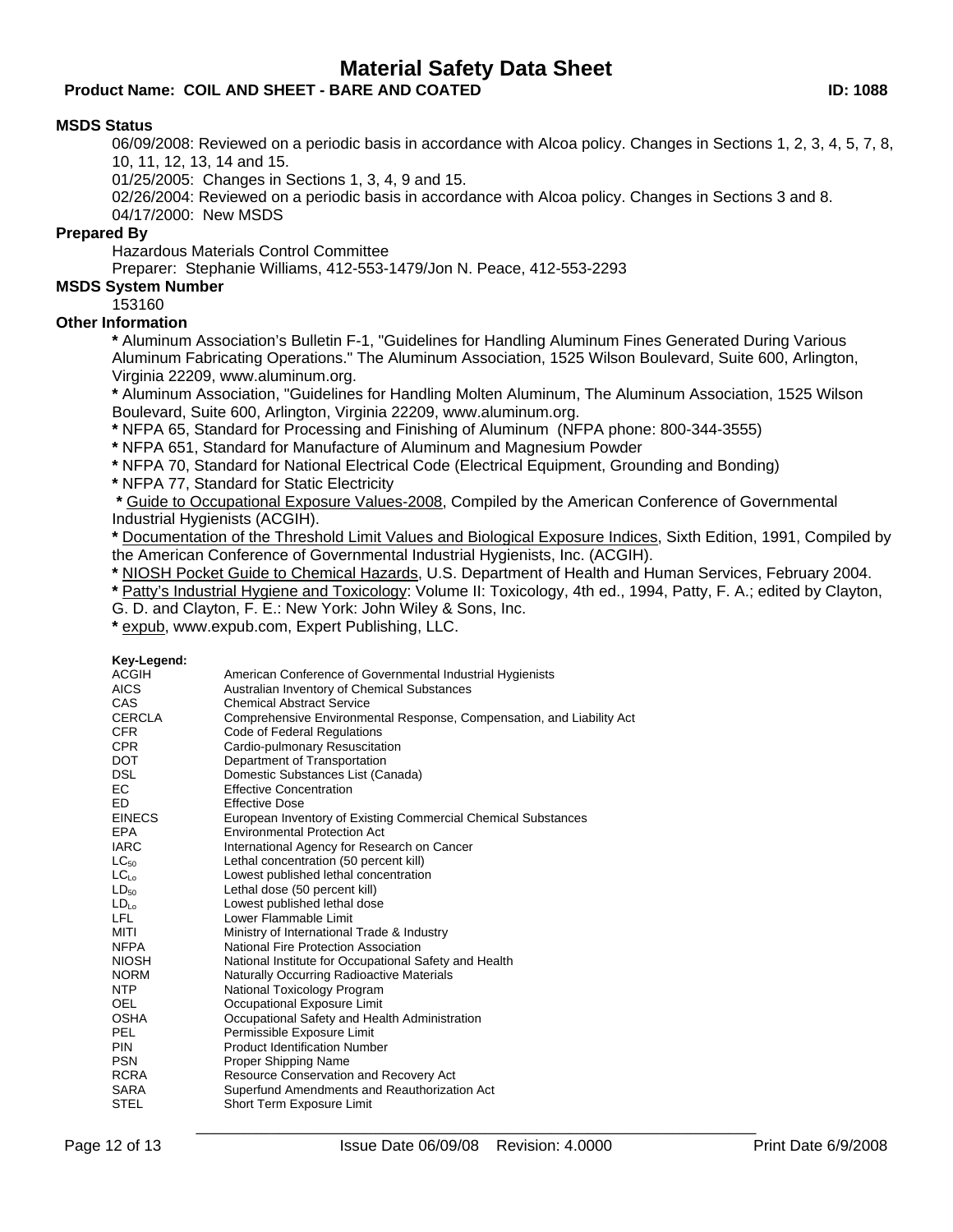## MSDS Status

06/09/2008: Reviewed on a periodic basis in accordance with Alcoa policy. Changes in Sections 1, 2, 3, 4, 5, 7, 8, 10, 11, 12, 13, 14 and 15.

01/25/2005: Changes in Sections 1, 3, 4, 9 and 15.

02/26/2004: Reviewed on a periodic basis in accordance with Alcoa policy. Changes in Sections 3 and 8.

04/17/2000: New MSDS

## Prepared By

Hazardous Materials Control Committee

Preparer: Stephanie Williams, 412-553-1479/Jon N. Peace, 412-553-2293

## MSDS System Number

153160

## Other Information

**\*** Aluminum Association's Bulletin F-1, "Guidelines for Handling Aluminum Fines Generated During Various Aluminum Fabricating Operations." The Aluminum Association, 1525 Wilson Boulevard, Suite 600, Arlington, Virginia 22209, www.aluminum.org.

**\*** Aluminum Association, "Guidelines for Handling Molten Aluminum, The Aluminum Association, 1525 Wilson Boulevard, Suite 600, Arlington, Virginia 22209, www.aluminum.org.

**\*** NFPA 65, Standard for Processing and Finishing of Aluminum (NFPA phone: 800-344-3555)

**\*** NFPA 651, Standard for Manufacture of Aluminum and Magnesium Powder

**\*** NFPA 70, Standard for National Electrical Code (Electrical Equipment, Grounding and Bonding)

**\*** NFPA 77, Standard for Static Electricity

**\*** Guide to Occupational Exposure Values-2008, Compiled by the American Conference of Governmental Industrial Hygienists (ACGIH).

**\*** Documentation of the Threshold Limit Values and Biological Exposure Indices, Sixth Edition, 1991, Compiled by the American Conference of Governmental Industrial Hygienists, Inc. (ACGIH).

**\*** NIOSH Pocket Guide to Chemical Hazards, U.S. Department of Health and Human Services, February 2004.

**\*** Patty's Industrial Hygiene and Toxicology: Volume II: Toxicology, 4th ed., 1994, Patty, F. A.; edited by Clayton, G. D. and Clayton, F. E.: New York: John Wiley & Sons, Inc.

**\*** expub, www.expub.com, Expert Publishing, LLC.

**Key-Legend:**

| Abbreviation | Meaning |
|---|---|
| ACGIH | American Conference of Governmental Industrial Hygienists |
| AICS | Australian Inventory of Chemical Substances |
| CAS | Chemical Abstract Service |
| CERCLA | Comprehensive Environmental Response, Compensation, and Liability Act |
| CFR | Code of Federal Regulations |
| CPR | Cardio-pulmonary Resuscitation |
| DOT | Department of Transportation |
| DSL | Domestic Substances List (Canada) |
| EC | Effective Concentration |
| ED | Effective Dose |
| EINECS | European Inventory of Existing Commercial Chemical Substances |
| EPA | Environmental Protection Act |
| IARC | International Agency for Research on Cancer |
| $LC_{50}$ | Lethal concentration (50 percent kill) |
| $LC_{Lo}$ | Lowest published lethal concentration |
| $LD_{50}$ | Lethal dose (50 percent kill) |
| $LD_{Lo}$ | Lowest published lethal dose |
| LFL | Lower Flammable Limit |
| MITI | Ministry of International Trade & Industry |
| NFPA | National Fire Protection Association |
| NIOSH | National Institute for Occupational Safety and Health |
| NORM | Naturally Occurring Radioactive Materials |
| NTP | National Toxicology Program |
| OEL | Occupational Exposure Limit |
| OSHA | Occupational Safety and Health Administration |
| PEL | Permissible Exposure Limit |
| PIN | Product Identification Number |
| PSN | Proper Shipping Name |
| RCRA | Resource Conservation and Recovery Act |
| SARA | Superfund Amendments and Reauthorization Act |
| STEL | Short Term Exposure Limit |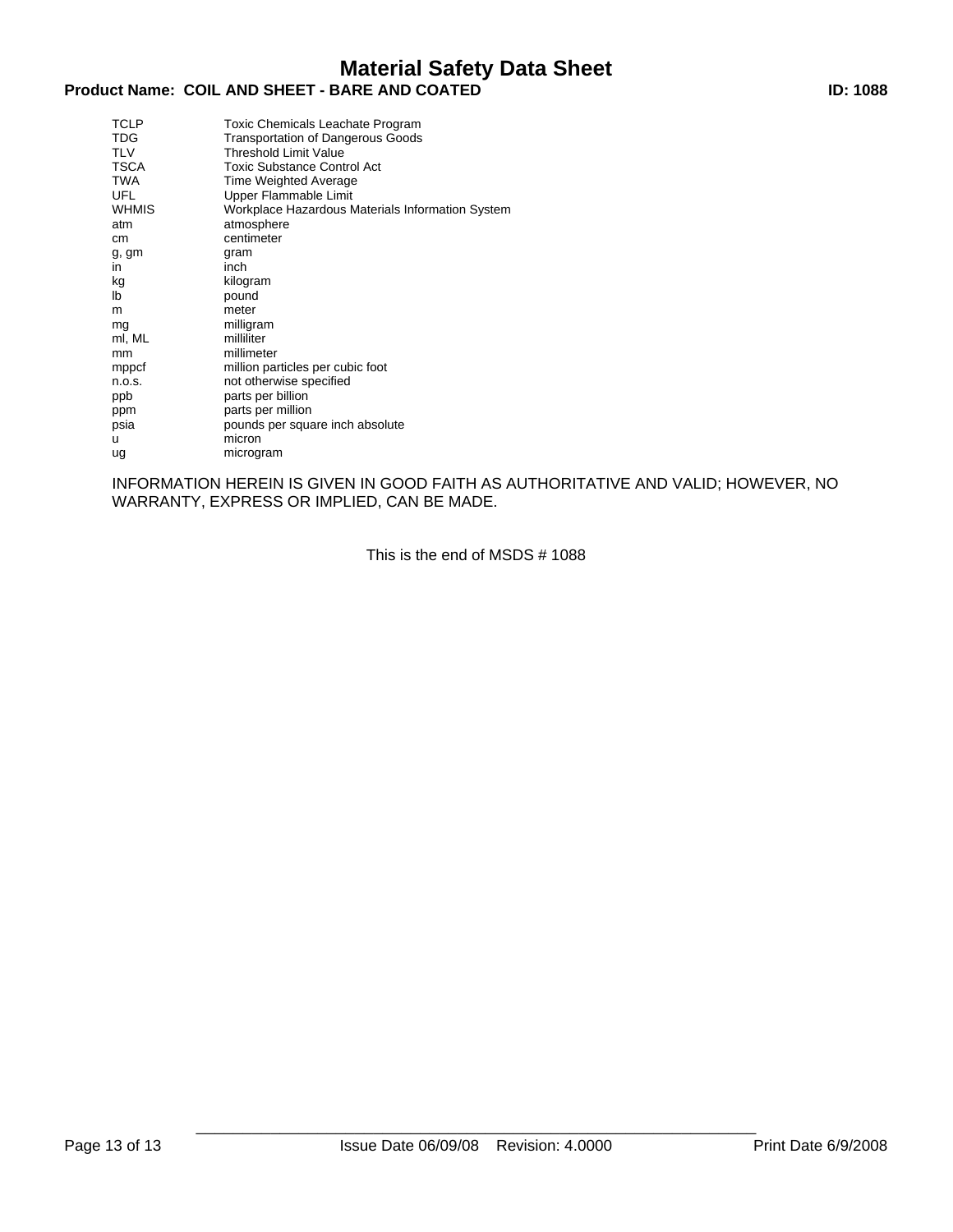| | |
|---|---|
| TCLP | Toxic Chemicals Leachate Program |
| TDG | Transportation of Dangerous Goods |
| TLV | Threshold Limit Value |
| TSCA | Toxic Substance Control Act |
| TWA | Time Weighted Average |
| UFL | Upper Flammable Limit |
| WHMIS | Workplace Hazardous Materials Information System |
| atm | atmosphere |
| cm | centimeter |
| g, gm | gram |
| in | inch |
| kg | kilogram |
| lb | pound |
| m | meter |
| mg | milligram |
| ml, ML | milliliter |
| mm | millimeter |
| mppcf | million particles per cubic foot |
| n.o.s. | not otherwise specified |
| ppb | parts per billion |
| ppm | parts per million |
| psia | pounds per square inch absolute |
| u | micron |
| ug | microgram |

INFORMATION HEREIN IS GIVEN IN GOOD FAITH AS AUTHORITATIVE AND VALID; HOWEVER, NO WARRANTY, EXPRESS OR IMPLIED, CAN BE MADE.

This is the end of MSDS # 1088

Issue Date 06/09/08 Revision: 4.0000 Print Date 6/9/2008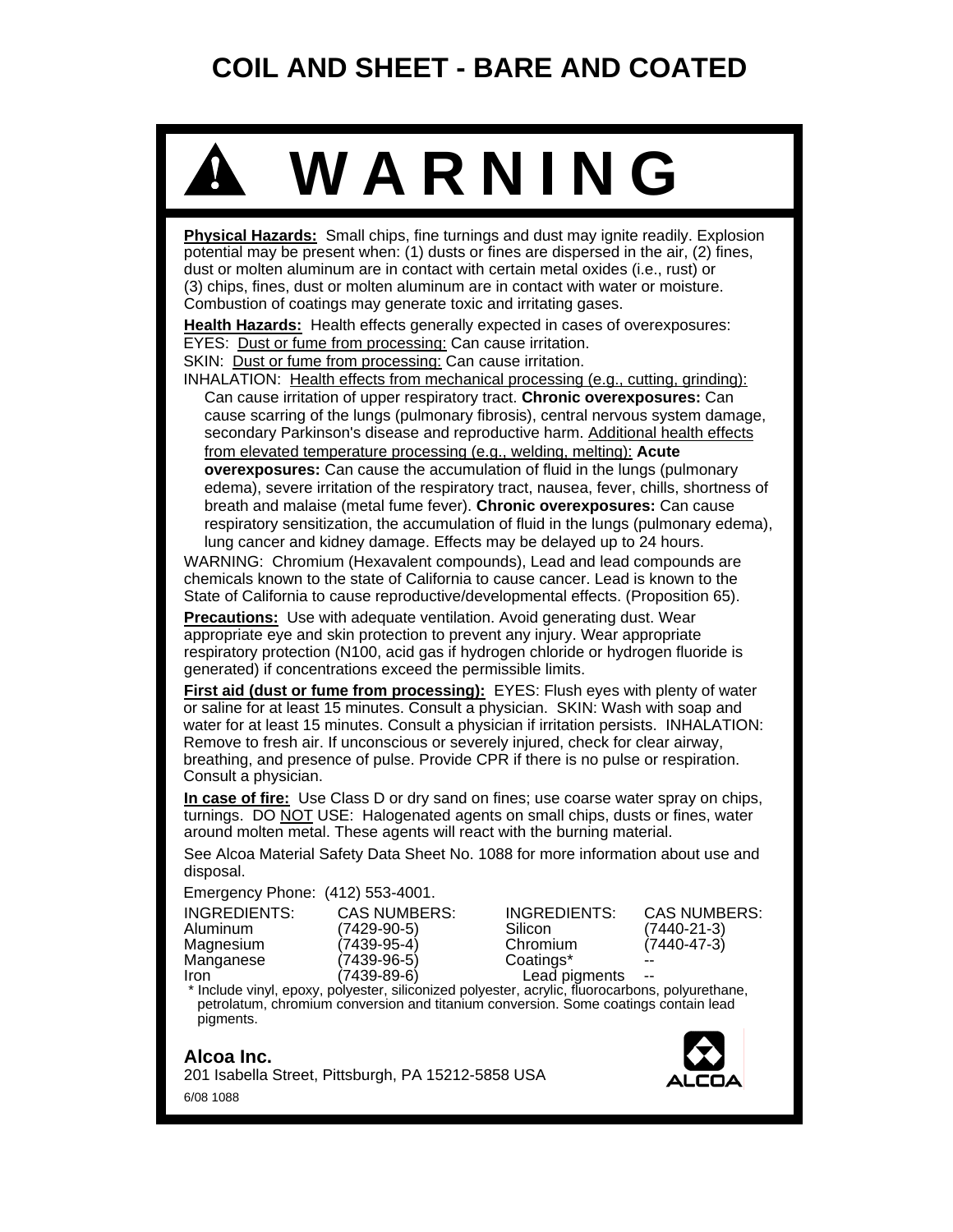# COIL AND SHEET - BARE AND COATED

## ⚠ WARNING

**Physical Hazards:** Small chips, fine turnings and dust may ignite readily. Explosion potential may be present when: (1) dusts or fines are dispersed in the air, (2) fines, dust or molten aluminum are in contact with certain metal oxides (i.e., rust) or (3) chips, fines, dust or molten aluminum are in contact with water or moisture. Combustion of coatings may generate toxic and irritating gases.

**Health Hazards:** Health effects generally expected in cases of overexposures:
EYES: Dust or fume from processing: Can cause irritation.
SKIN: Dust or fume from processing: Can cause irritation.
INHALATION: Health effects from mechanical processing (e.g., cutting, grinding): Can cause irritation of upper respiratory tract. **Chronic overexposures:** Can cause scarring of the lungs (pulmonary fibrosis), central nervous system damage, secondary Parkinson's disease and reproductive harm. Additional health effects from elevated temperature processing (e.g., welding, melting): **Acute overexposures:** Can cause the accumulation of fluid in the lungs (pulmonary edema), severe irritation of the respiratory tract, nausea, fever, chills, shortness of breath and malaise (metal fume fever). **Chronic overexposures:** Can cause respiratory sensitization, the accumulation of fluid in the lungs (pulmonary edema), lung cancer and kidney damage. Effects may be delayed up to 24 hours.

WARNING: Chromium (Hexavalent compounds), Lead and lead compounds are chemicals known to the state of California to cause cancer. Lead is known to the State of California to cause reproductive/developmental effects. (Proposition 65).

**Precautions:** Use with adequate ventilation. Avoid generating dust. Wear appropriate eye and skin protection to prevent any injury. Wear appropriate respiratory protection (N100, acid gas if hydrogen chloride or hydrogen fluoride is generated) if concentrations exceed the permissible limits.

**First aid (dust or fume from processing):** EYES: Flush eyes with plenty of water or saline for at least 15 minutes. Consult a physician. SKIN: Wash with soap and water for at least 15 minutes. Consult a physician if irritation persists. INHALATION: Remove to fresh air. If unconscious or severely injured, check for clear airway, breathing, and presence of pulse. Provide CPR if there is no pulse or respiration. Consult a physician.

**In case of fire:** Use Class D or dry sand on fines; use coarse water spray on chips, turnings. DO NOT USE: Halogenated agents on small chips, dusts or fines, water around molten metal. These agents will react with the burning material.

See Alcoa Material Safety Data Sheet No. 1088 for more information about use and disposal.

Emergency Phone: (412) 553-4001.

| INGREDIENTS: | CAS NUMBERS: | INGREDIENTS: | CAS NUMBERS: |
|---|---|---|---|
| Aluminum | (7429-90-5) | Silicon | (7440-21-3) |
| Magnesium | (7439-95-4) | Chromium | (7440-47-3) |
| Manganese | (7439-96-5) | Coatings* | -- |
| Iron | (7439-89-6) | Lead pigments | -- |

\* Include vinyl, epoxy, polyester, siliconized polyester, acrylic, fluorocarbons, polyurethane, petrolatum, chromium conversion and titanium conversion. Some coatings contain lead pigments.

**Alcoa Inc.**
201 Isabella Street, Pittsburgh, PA 15212-5858 USA

ALCOA

6/08 1088